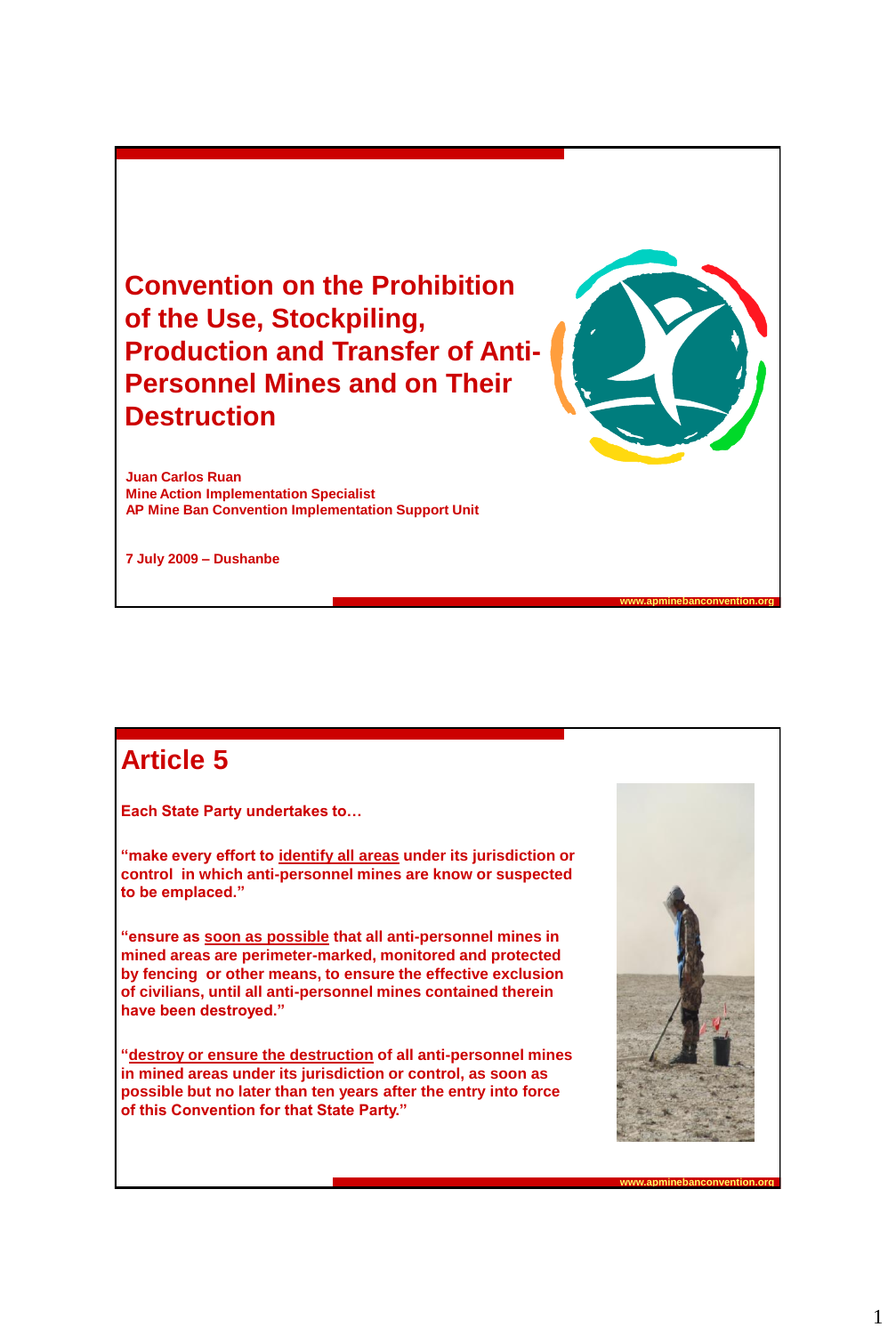# Convention on the Prohibition of the Use, Stockpiling, Production and Transfer of Anti-Personnel Mines and on Their Destruction

**Juan Carlos Ruan**
**Mine Action Implementation Specialist**
**AP Mine Ban Convention Implementation Support Unit**

**7 July 2009 – Dushanbe**

www.apminebanconvention.org

## Article 5

**Each State Party undertakes to…**

**"make every effort to identify all areas under its jurisdiction or control in which anti-personnel mines are know or suspected to be emplaced."**

**"ensure as soon as possible that all anti-personnel mines in mined areas are perimeter-marked, monitored and protected by fencing or other means, to ensure the effective exclusion of civilians, until all anti-personnel mines contained therein have been destroyed."**

**"destroy or ensure the destruction of all anti-personnel mines in mined areas under its jurisdiction or control, as soon as possible but no later than ten years after the entry into force of this Convention for that State Party."**

www.apminebanconvention.org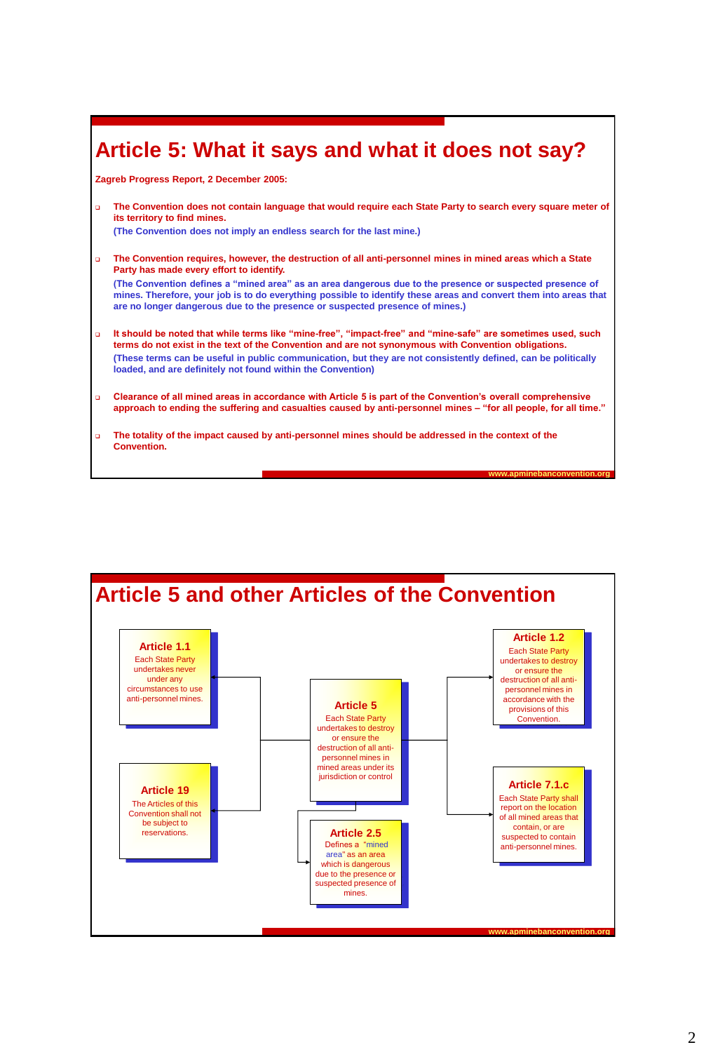# Article 5: What it says and what it does not say?

**Zagreb Progress Report, 2 December 2005:**

- **The Convention does not contain language that would require each State Party to search every square meter of its territory to find mines.**
  (The Convention does not imply an endless search for the last mine.)

- **The Convention requires, however, the destruction of all anti-personnel mines in mined areas which a State Party has made every effort to identify.**
  (The Convention defines a "mined area" as an area dangerous due to the presence or suspected presence of mines. Therefore, your job is to do everything possible to identify these areas and convert them into areas that are no longer dangerous due to the presence or suspected presence of mines.)

- **It should be noted that while terms like "mine-free", "impact-free" and "mine-safe" are sometimes used, such terms do not exist in the text of the Convention and are not synonymous with Convention obligations.**
  (These terms can be useful in public communication, but they are not consistently defined, can be politically loaded, and are definitely not found within the Convention)

- **Clearance of all mined areas in accordance with Article 5 is part of the Convention's overall comprehensive approach to ending the suffering and casualties caused by anti-personnel mines – "for all people, for all time."**

- **The totality of the impact caused by anti-personnel mines should be addressed in the context of the Convention.**

www.apminebanconvention.org

# Article 5 and other Articles of the Convention

**Article 1.1**
Each State Party undertakes never under any circumstances to use anti-personnel mines.

**Article 19**
The Articles of this Convention shall not be subject to reservations.

**Article 5**
Each State Party undertakes to destroy or ensure the destruction of all anti-personnel mines in mined areas under its jurisdiction or control

**Article 2.5**
Defines a "mined area" as an area which is dangerous due to the presence or suspected presence of mines.

**Article 1.2**
Each State Party undertakes to destroy or ensure the destruction of all anti-personnel mines in accordance with the provisions of this Convention.

**Article 7.1.c**
Each State Party shall report on the location of all mined areas that contain, or are suspected to contain anti-personnel mines.

www.apminebanconvention.org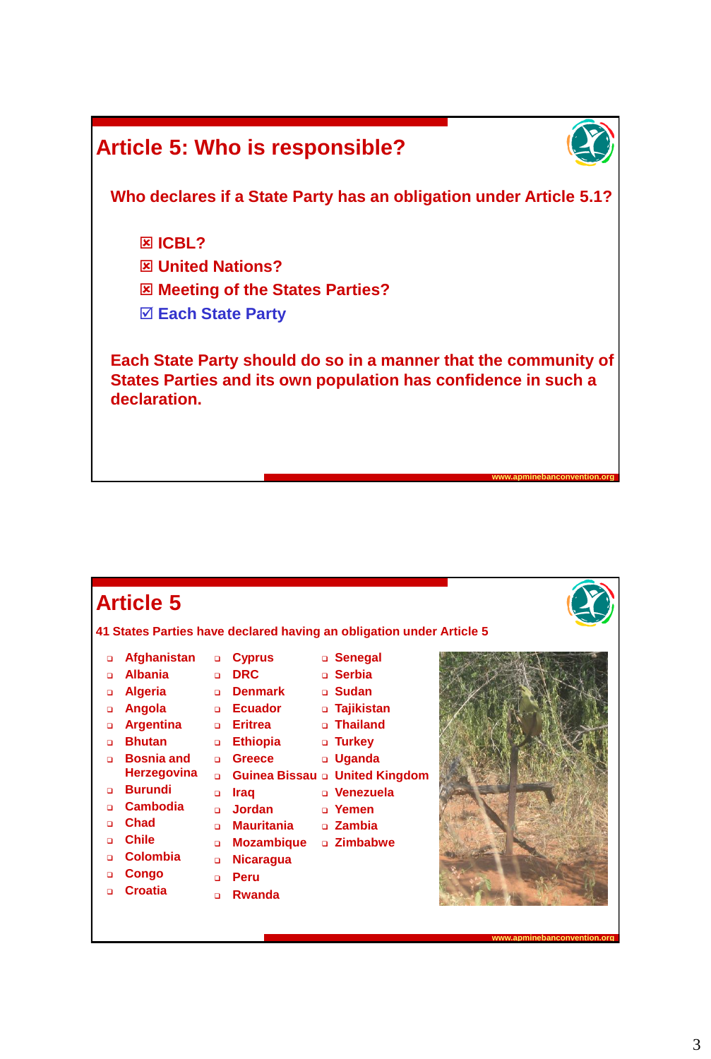## Article 5: Who is responsible?

**Who declares if a State Party has an obligation under Article 5.1?**

- ☒ ICBL?
- ☒ United Nations?
- ☒ Meeting of the States Parties?
- ☑ Each State Party

**Each State Party should do so in a manner that the community of States Parties and its own population has confidence in such a declaration.**

## Article 5

**41 States Parties have declared having an obligation under Article 5**

- Afghanistan
- Albania
- Algeria
- Angola
- Argentina
- Bhutan
- Bosnia and Herzegovina
- Burundi
- Cambodia
- Chad
- Chile
- Colombia
- Congo
- Croatia
- Cyprus
- DRC
- Denmark
- Ecuador
- Eritrea
- Ethiopia
- Greece
- Guinea Bissau
- Iraq
- Jordan
- Mauritania
- Mozambique
- Nicaragua
- Peru
- Rwanda
- Senegal
- Serbia
- Sudan
- Tajikistan
- Thailand
- Turkey
- Uganda
- United Kingdom
- Venezuela
- Yemen
- Zambia
- Zimbabwe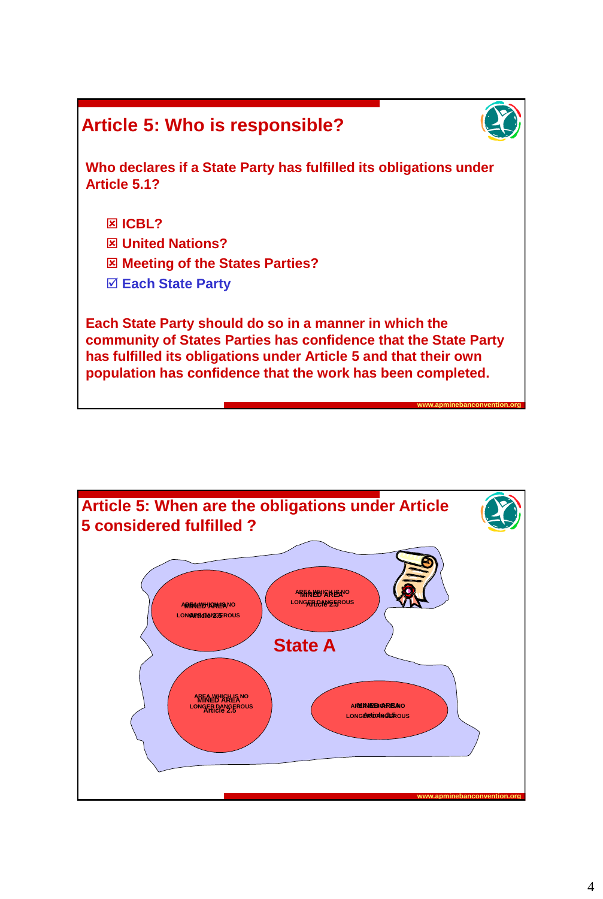## Article 5: Who is responsible?

**Who declares if a State Party has fulfilled its obligations under Article 5.1?**

- ☒ ICBL?
- ☒ United Nations?
- ☒ Meeting of the States Parties?
- ☑ Each State Party

**Each State Party should do so in a manner in which the community of States Parties has confidence that the State Party has fulfilled its obligations under Article 5 and that their own population has confidence that the work has been completed.**

www.apminebanconvention.org

## Article 5: When are the obligations under Article 5 considered fulfilled ?

State A

MINED AREA Article 2.5 — AREA WHICH IS NO LONGER DANGEROUS

MINED AREA Article 2.5 — AREA WHICH IS NO LONGER DANGEROUS

MINED AREA Article 2.5 — AREA WHICH IS NO LONGER DANGEROUS

MINED AREA Article 2.5 — AREA WHICH IS NO LONGER DANGEROUS

www.apminebanconvention.org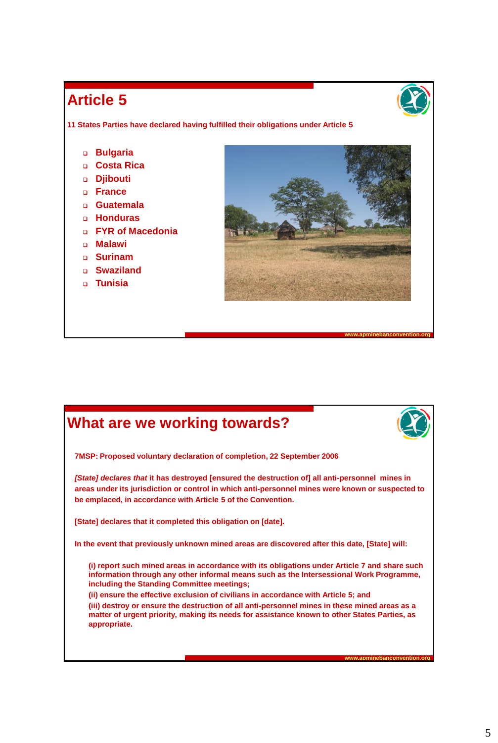# Article 5

**11 States Parties have declared having fulfilled their obligations under Article 5**

- Bulgaria
- Costa Rica
- Djibouti
- France
- Guatemala
- Honduras
- FYR of Macedonia
- Malawi
- Surinam
- Swaziland
- Tunisia

www.apminebanconvention.org

# What are we working towards?

**7MSP: Proposed voluntary declaration of completion, 22 September 2006**

***[State] declares that*** **it has destroyed [ensured the destruction of] all anti-personnel mines in areas under its jurisdiction or control in which anti-personnel mines were known or suspected to be emplaced, in accordance with Article 5 of the Convention.**

**[State] declares that it completed this obligation on [date].**

**In the event that previously unknown mined areas are discovered after this date, [State] will:**

**(i) report such mined areas in accordance with its obligations under Article 7 and share such information through any other informal means such as the Intersessional Work Programme, including the Standing Committee meetings;**

**(ii) ensure the effective exclusion of civilians in accordance with Article 5; and**

**(iii) destroy or ensure the destruction of all anti-personnel mines in these mined areas as a matter of urgent priority, making its needs for assistance known to other States Parties, as appropriate.**

www.apminebanconvention.org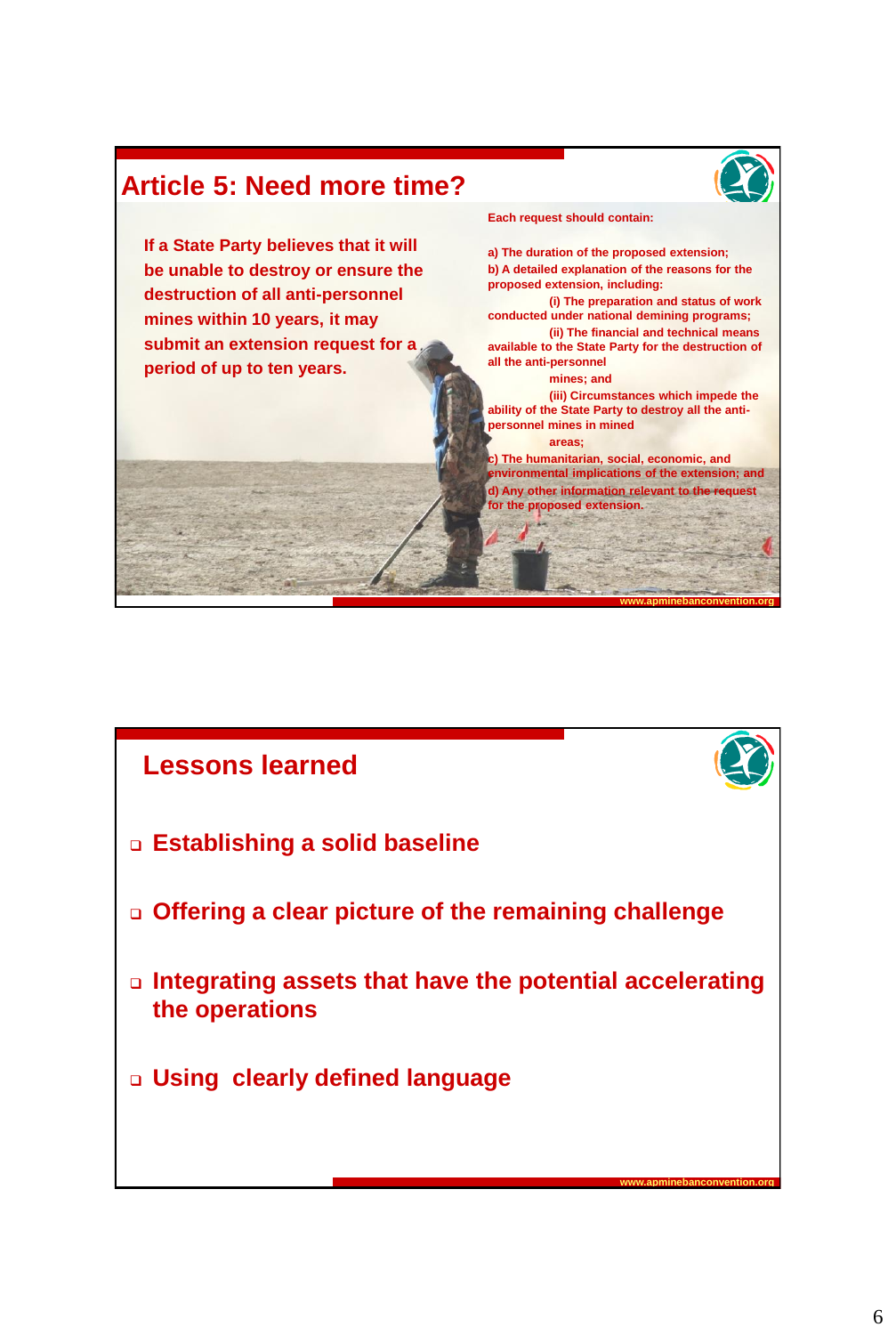## Article 5: Need more time?

If a State Party believes that it will be unable to destroy or ensure the destruction of all anti-personnel mines within 10 years, it may submit an extension request for a period of up to ten years.

Each request should contain:

a) The duration of the proposed extension;
b) A detailed explanation of the reasons for the proposed extension, including:
  (i) The preparation and status of work conducted under national demining programs;
  (ii) The financial and technical means available to the State Party for the destruction of all the anti-personnel mines; and
  (iii) Circumstances which impede the ability of the State Party to destroy all the anti-personnel mines in mined areas;
c) The humanitarian, social, economic, and environmental implications of the extension; and
d) Any other information relevant to the request for the proposed extension.

www.apminebanconvention.org

## Lessons learned

- Establishing a solid baseline
- Offering a clear picture of the remaining challenge
- Integrating assets that have the potential accelerating the operations
- Using clearly defined language

www.apminebanconvention.org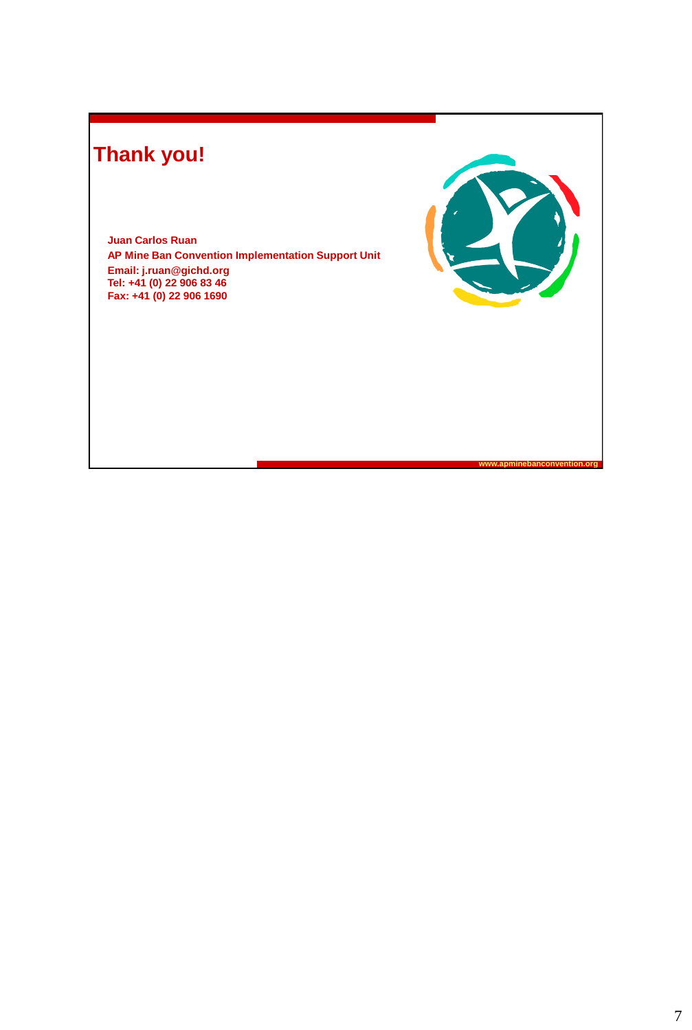# Thank you!

**Juan Carlos Ruan**

**AP Mine Ban Convention Implementation Support Unit**

**Email: j.ruan@gichd.org**

**Tel: +41 (0) 22 906 83 46**

**Fax: +41 (0) 22 906 1690**

www.apminebanconvention.org